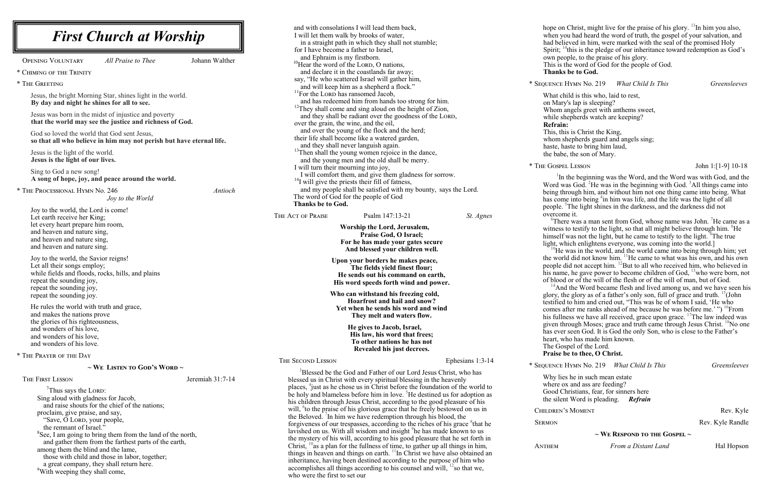# First Church at Worship

Opening Voluntary *All Praise to Thee* Johann Walther

\* Chiming of the Trinity

\* The Greeting

Jesus, the bright Morning Star, shines light in the world.
**By day and night he shines for all to see.**

Jesus was born in the midst of injustice and poverty
**that the world may see the justice and richness of God.**

God so loved the world that God sent Jesus,
**so that all who believe in him may not perish but have eternal life.**

Jesus is the light of the world.
**Jesus is the light of our lives.**

Sing to God a new song!
**A song of hope, joy, and peace around the world.**

\* The Processional Hymn No. 246 *Joy to the World* *Antioch*

Joy to the world, the Lord is come!
Let earth receive her King;
let every heart prepare him room,
and heaven and nature sing,
and heaven and nature sing,
and heaven and nature sing.

Joy to the world, the Savior reigns!
Let all their songs employ;
while fields and floods, rocks, hills, and plains
repeat the sounding joy,
repeat the sounding joy,
repeat the sounding joy.

He rules the world with truth and grace,
and makes the nations prove
the glories of his righteousness,
and wonders of his love,
and wonders of his love,
and wonders of his love.

\* The Prayer of the Day

## ~ We Listen to God's Word ~

The First Lesson Jeremiah 31:7-14

[7]Thus says the Lord:
Sing aloud with gladness for Jacob,
and raise shouts for the chief of the nations;
proclaim, give praise, and say,
"Save, O Lord, your people,
the remnant of Israel."
[8]See, I am going to bring them from the land of the north,
and gather them from the farthest parts of the earth,
among them the blind and the lame,
those with child and those in labor, together;
a great company, they shall return here.
[9]With weeping they shall come,
and with consolations I will lead them back,
I will let them walk by brooks of water,
in a straight path in which they shall not stumble;
for I have become a father to Israel,
and Ephraim is my firstborn.
[10]Hear the word of the Lord, O nations,
and declare it in the coastlands far away;
say, "He who scattered Israel will gather him,
and will keep him as a shepherd a flock."
[11]For the Lord has ransomed Jacob,
and has redeemed him from hands too strong for him.
[12]They shall come and sing aloud on the height of Zion,
and they shall be radiant over the goodness of the Lord,
over the grain, the wine, and the oil,
and over the young of the flock and the herd;
their life shall become like a watered garden,
and they shall never languish again.
[13]Then shall the young women rejoice in the dance,
and the young men and the old shall be merry.
I will turn their mourning into joy,
I will comfort them, and give them gladness for sorrow.
[14]I will give the priests their fill of fatness,
and my people shall be satisfied with my bounty, says the Lord.
The word of God for the people of God
**Thanks be to God.**

The Act of Praise Psalm 147:13-21 *St. Agnes*

**Worship the Lord, Jerusalem,**
**Praise God, O Israel;**
**For he has made your gates secure**
**And blessed your children well.**

**Upon your borders he makes peace,**
**The fields yield finest flour;**
**He sends out his command on earth,**
**His word speeds forth wind and power.**

**Who can withstand his freezing cold,**
**Hoarfrost and hail and snow?**
**Yet when he sends his word and wind**
**They melt and waters flow.**

**He gives to Jacob, Israel,**
**His law, his word that frees;**
**To other nations he has not**
**Revealed his just decrees.**

The Second Lesson Ephesians 1:3-14

[3]Blessed be the God and Father of our Lord Jesus Christ, who has blessed us in Christ with every spiritual blessing in the heavenly places, [4]just as he chose us in Christ before the foundation of the world to be holy and blameless before him in love. [5]He destined us for adoption as his children through Jesus Christ, according to the good pleasure of his will, [6]to the praise of his glorious grace that he freely bestowed on us in the Beloved. [7]In him we have redemption through his blood, the forgiveness of our trespasses, according to the riches of his grace [8]that he lavished on us. With all wisdom and insight [9]he has made known to us the mystery of his will, according to his good pleasure that he set forth in Christ, [10]as a plan for the fullness of time, to gather up all things in him, things in heaven and things on earth. [11]In Christ we have also obtained an inheritance, having been destined according to the purpose of him who accomplishes all things according to his counsel and will, [12]so that we, who were the first to set our hope on Christ, might live for the praise of his glory. [13]In him you also, when you had heard the word of truth, the gospel of your salvation, and had believed in him, were marked with the seal of the promised Holy Spirit; [14]this is the pledge of our inheritance toward redemption as God's own people, to the praise of his glory.
This is the word of God for the people of God.
**Thanks be to God.**

\* Sequence Hymn No. 219 *What Child Is This* *Greensleeves*

What child is this who, laid to rest,
on Mary's lap is sleeping?
Whom angels greet with anthems sweet,
while shepherds watch are keeping?
**Refrain:**
This, this is Christ the King,
whom shepherds guard and angels sing;
haste, haste to bring him laud,
the babe, the son of Mary.

\* The Gospel Lesson John 1:[1-9] 10-18

[1]In the beginning was the Word, and the Word was with God, and the Word was God. [2]He was in the beginning with God. [3]All things came into being through him, and without him not one thing came into being. What has come into being [4]in him was life, and the life was the light of all people. [5]The light shines in the darkness, and the darkness did not overcome it.

[6]There was a man sent from God, whose name was John. [7]He came as a witness to testify to the light, so that all might believe through him. [8]He himself was not the light, but he came to testify to the light. [9]The true light, which enlightens everyone, was coming into the world.]

[10]He was in the world, and the world came into being through him; yet the world did not know him. [11]He came to what was his own, and his own people did not accept him. [12]But to all who received him, who believed in his name, he gave power to become children of God, [13]who were born, not of blood or of the will of the flesh or of the will of man, but of God.

[14]And the Word became flesh and lived among us, and we have seen his glory, the glory as of a father's only son, full of grace and truth. [15](John testified to him and cried out, "This was he of whom I said, 'He who comes after me ranks ahead of me because he was before me.' ") [16]From his fullness we have all received, grace upon grace. [17]The law indeed was given through Moses; grace and truth came through Jesus Christ. [18]No one has ever seen God. It is God the only Son, who is close to the Father's heart, who has made him known.
The Gospel of the Lord.
**Praise be to thee, O Christ.**

\* Sequence Hymn No. 219 *What Child Is This* *Greensleeves*

Why lies he in such mean estate
where ox and ass are feeding?
Good Christians, fear, for sinners here
the silent Word is pleading. ***Refrain***

Children's Moment Rev. Kyle

Sermon Rev. Kyle Randle

## ~ We Respond to the Gospel ~

Anthem *From a Distant Land* Hal Hopson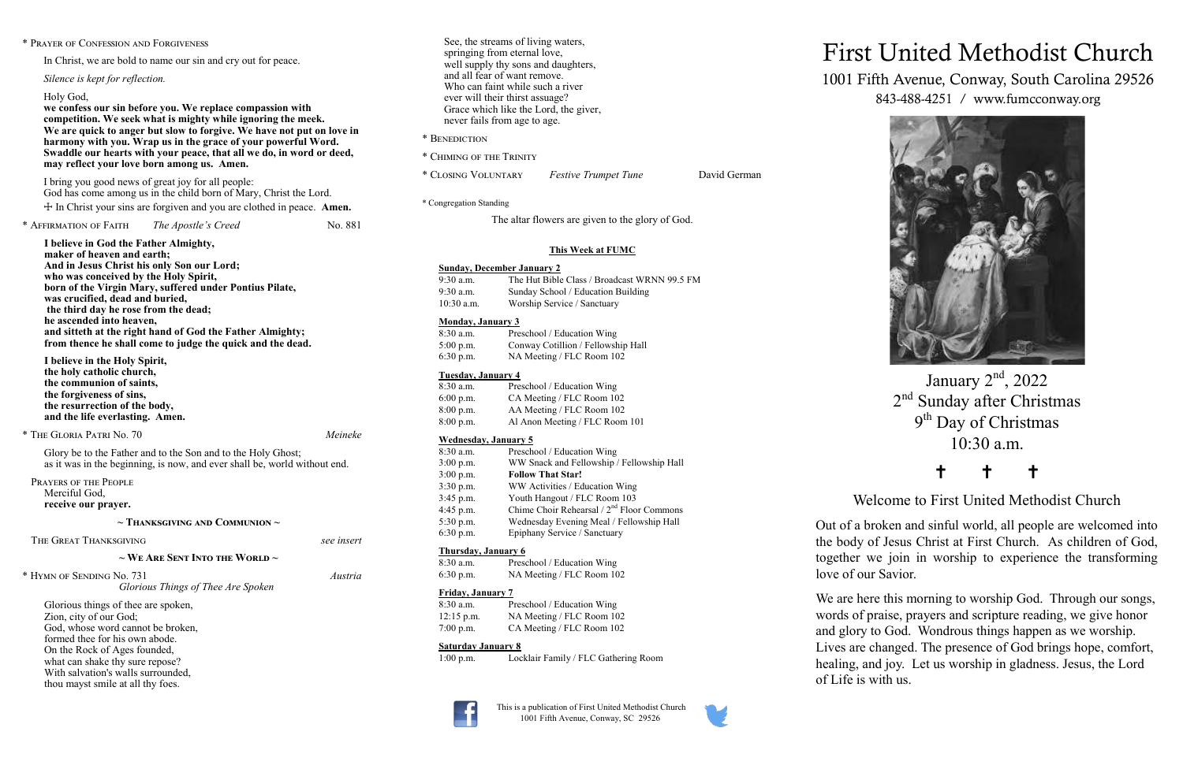\* Prayer of Confession and Forgiveness

In Christ, we are bold to name our sin and cry out for peace.

*Silence is kept for reflection.*

Holy God,
**we confess our sin before you. We replace compassion with competition. We seek what is mighty while ignoring the meek. We are quick to anger but slow to forgive. We have not put on love in harmony with you. Wrap us in the grace of your powerful Word. Swaddle our hearts with your peace, that all we do, in word or deed, may reflect your love born among us. Amen.**

I bring you good news of great joy for all people:
God has come among us in the child born of Mary, Christ the Lord.
☩ In Christ your sins are forgiven and you are clothed in peace. **Amen.**

\* Affirmation of Faith *The Apostle's Creed* No. 881

**I believe in God the Father Almighty,
maker of heaven and earth;
And in Jesus Christ his only Son our Lord;
who was conceived by the Holy Spirit,
born of the Virgin Mary, suffered under Pontius Pilate,
was crucified, dead and buried,
the third day he rose from the dead;
he ascended into heaven,
and sitteth at the right hand of God the Father Almighty;
from thence he shall come to judge the quick and the dead.**

**I believe in the Holy Spirit,
the holy catholic church,
the communion of saints,
the forgiveness of sins,
the resurrection of the body,
and the life everlasting. Amen.**

\* The Gloria Patri No. 70 *Meineke*

Glory be to the Father and to the Son and to the Holy Ghost;
as it was in the beginning, is now, and ever shall be, world without end.

Prayers of the People
Merciful God,
**receive our prayer.**

**~ Thanksgiving and Communion ~**

The Great Thanksgiving *see insert*

**~ We Are Sent Into the World ~**

\* Hymn of Sending No. 731 *Austria*
*Glorious Things of Thee Are Spoken*

Glorious things of thee are spoken,
Zion, city of our God;
God, whose word cannot be broken,
formed thee for his own abode.
On the Rock of Ages founded,
what can shake thy sure repose?
With salvation's walls surrounded,
thou mayst smile at all thy foes.

See, the streams of living waters,
springing from eternal love,
well supply thy sons and daughters,
and all fear of want remove.
Who can faint while such a river
ever will their thirst assuage?
Grace which like the Lord, the giver,
never fails from age to age.

\* Benediction

\* Chiming of the Trinity

\* Closing Voluntary *Festive Trumpet Tune* David German

\* Congregation Standing

The altar flowers are given to the glory of God.

**This Week at FUMC**

**Sunday, December January 2**

| | |
|---|---|
| 9:30 a.m. | The Hut Bible Class / Broadcast WRNN 99.5 FM |
| 9:30 a.m. | Sunday School / Education Building |
| 10:30 a.m. | Worship Service / Sanctuary |

**Monday, January 3**

| | |
|---|---|
| 8:30 a.m. | Preschool / Education Wing |
| 5:00 p.m. | Conway Cotillion / Fellowship Hall |
| 6:30 p.m. | NA Meeting / FLC Room 102 |

**Tuesday, January 4**

| | |
|---|---|
| 8:30 a.m. | Preschool / Education Wing |
| 6:00 p.m. | CA Meeting / FLC Room 102 |
| 8:00 p.m. | AA Meeting / FLC Room 102 |
| 8:00 p.m. | Al Anon Meeting / FLC Room 101 |

**Wednesday, January 5**

| | |
|---|---|
| 8:30 a.m. | Preschool / Education Wing |
| 3:00 p.m. | WW Snack and Fellowship / Fellowship Hall |
| 3:00 p.m. | **Follow That Star!** |
| 3:30 p.m. | WW Activities / Education Wing |
| 3:45 p.m. | Youth Hangout / FLC Room 103 |
| 4:45 p.m. | Chime Choir Rehearsal / 2nd Floor Commons |
| 5:30 p.m. | Wednesday Evening Meal / Fellowship Hall |
| 6:30 p.m. | Epiphany Service / Sanctuary |

**Thursday, January 6**

| | |
|---|---|
| 8:30 a.m. | Preschool / Education Wing |
| 6:30 p.m. | NA Meeting / FLC Room 102 |

**Friday, January 7**

| | |
|---|---|
| 8:30 a.m. | Preschool / Education Wing |
| 12:15 p.m. | NA Meeting / FLC Room 102 |
| 7:00 p.m. | CA Meeting / FLC Room 102 |

**Saturday January 8**

| | |
|---|---|
| 1:00 p.m. | Locklair Family / FLC Gathering Room |

This is a publication of First United Methodist Church
1001 Fifth Avenue, Conway, SC 29526

# First United Methodist Church

1001 Fifth Avenue, Conway, South Carolina 29526
843-488-4251 / www.fumcconway.org

January 2nd, 2022
2nd Sunday after Christmas
9th Day of Christmas
10:30 a.m.

✝ ✝ ✝

## Welcome to First United Methodist Church

Out of a broken and sinful world, all people are welcomed into the body of Jesus Christ at First Church. As children of God, together we join in worship to experience the transforming love of our Savior.

We are here this morning to worship God. Through our songs, words of praise, prayers and scripture reading, we give honor and glory to God. Wondrous things happen as we worship. Lives are changed. The presence of God brings hope, comfort, healing, and joy. Let us worship in gladness. Jesus, the Lord of Life is with us.